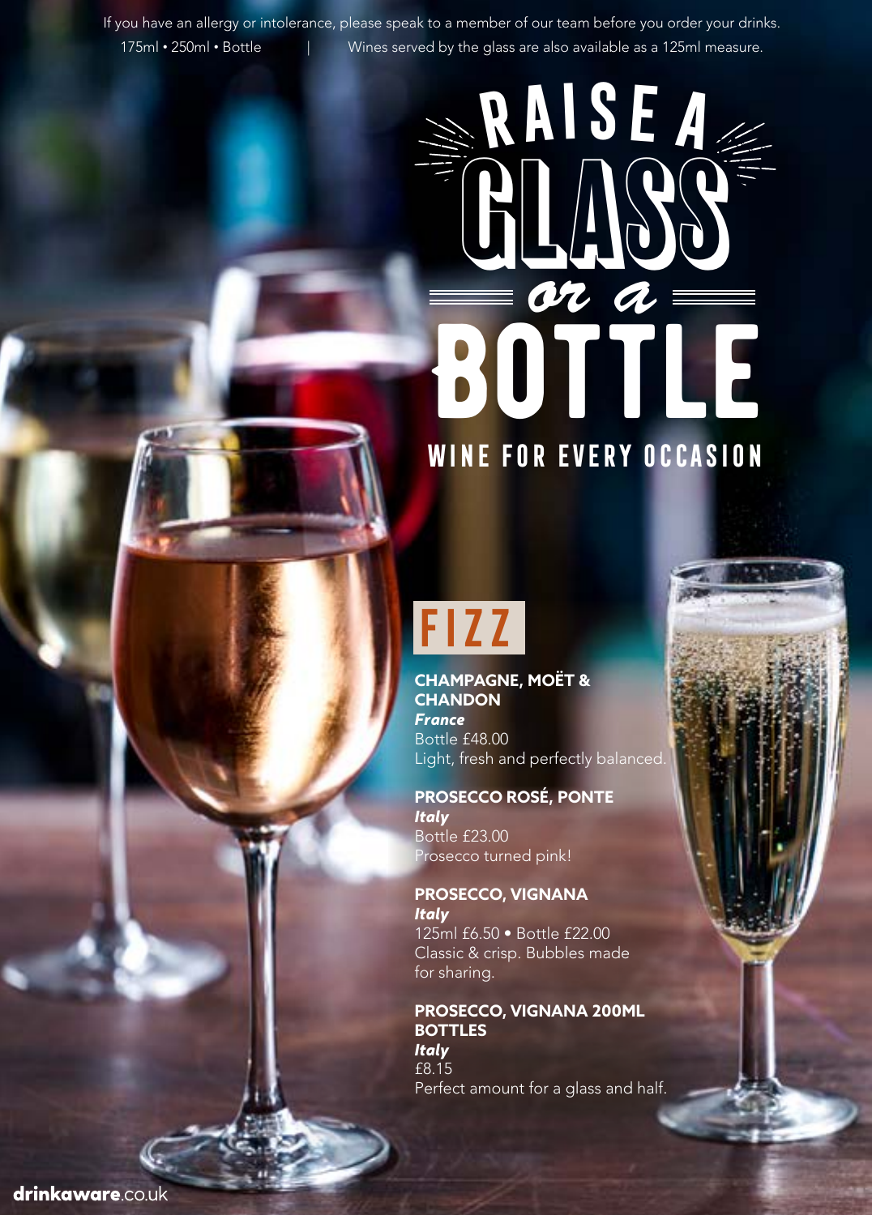If you have an allergy or intolerance, please speak to a member of our team before you order your drinks.

175ml • 250ml • Bottle | Wines served by the glass are also available as a 125ml measure.

# RAISE A GLASS or a BOTTLE

## WINE FOR EVERY OCCASION

## FIZZ

**CHAMPAGNE, MOËT & CHANDON**
***France***
Bottle £48.00
Light, fresh and perfectly balanced.

**PROSECCO ROSÉ, PONTE**
***Italy***
Bottle £23.00
Prosecco turned pink!

**PROSECCO, VIGNANA**
***Italy***
125ml £6.50 • Bottle £22.00
Classic & crisp. Bubbles made for sharing.

**PROSECCO, VIGNANA 200ML BOTTLES**
***Italy***
£8.15
Perfect amount for a glass and half.

**drinkaware**.co.uk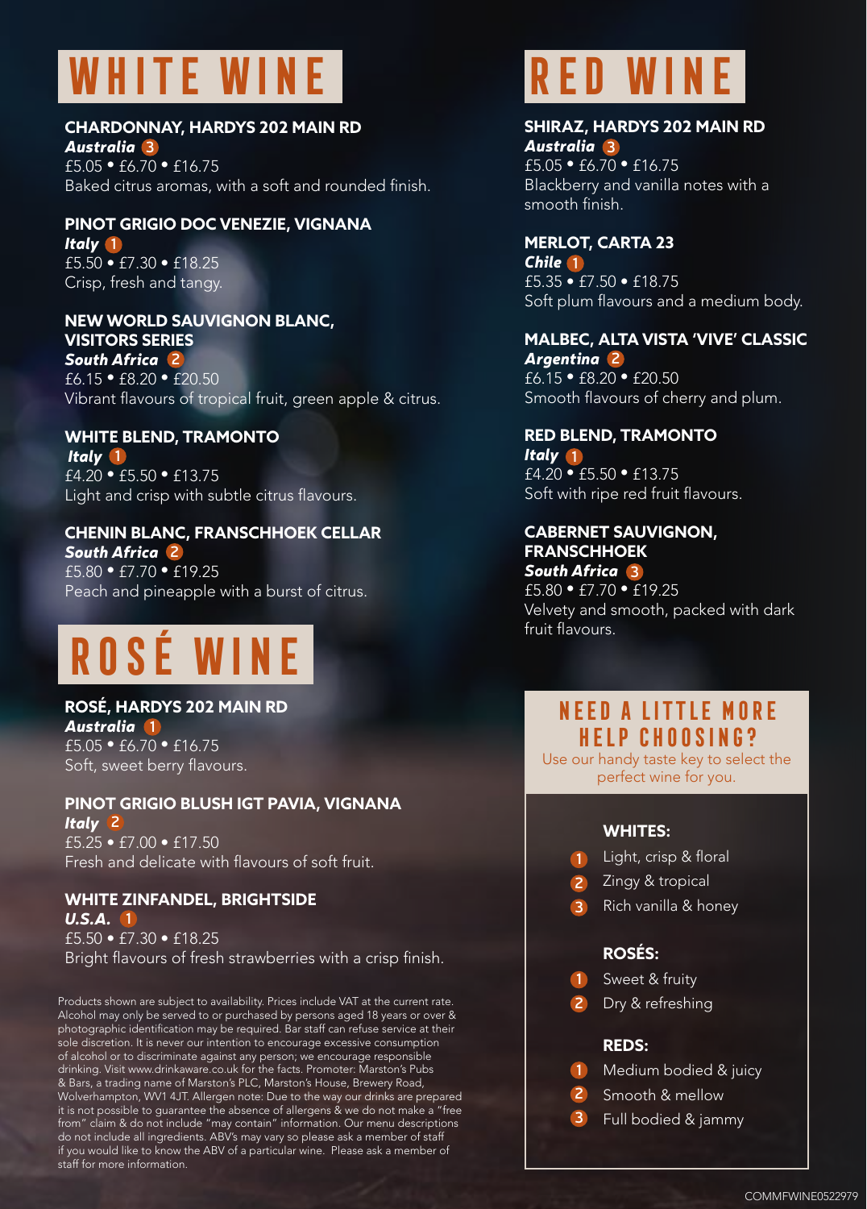# WHITE WINE

### CHARDONNAY, HARDYS 202 MAIN RD
***Australia*** 3
£5.05 • £6.70 • £16.75
Baked citrus aromas, with a soft and rounded finish.

### PINOT GRIGIO DOC VENEZIE, VIGNANA
***Italy*** 1
£5.50 • £7.30 • £18.25
Crisp, fresh and tangy.

### NEW WORLD SAUVIGNON BLANC, VISITORS SERIES
***South Africa*** 2
£6.15 • £8.20 • £20.50
Vibrant flavours of tropical fruit, green apple & citrus.

### WHITE BLEND, TRAMONTO
***Italy*** 1
£4.20 • £5.50 • £13.75
Light and crisp with subtle citrus flavours.

### CHENIN BLANC, FRANSCHHOEK CELLAR
***South Africa*** 2
£5.80 • £7.70 • £19.25
Peach and pineapple with a burst of citrus.

# ROSÉ WINE

### ROSÉ, HARDYS 202 MAIN RD
***Australia*** 1
£5.05 • £6.70 • £16.75
Soft, sweet berry flavours.

### PINOT GRIGIO BLUSH IGT PAVIA, VIGNANA
***Italy*** 2
£5.25 • £7.00 • £17.50
Fresh and delicate with flavours of soft fruit.

### WHITE ZINFANDEL, BRIGHTSIDE
***U.S.A.*** 1
£5.50 • £7.30 • £18.25
Bright flavours of fresh strawberries with a crisp finish.

# RED WINE

### SHIRAZ, HARDYS 202 MAIN RD
***Australia*** 3
£5.05 • £6.70 • £16.75
Blackberry and vanilla notes with a smooth finish.

### MERLOT, CARTA 23
***Chile*** 1
£5.35 • £7.50 • £18.75
Soft plum flavours and a medium body.

### MALBEC, ALTA VISTA 'VIVE' CLASSIC
***Argentina*** 2
£6.15 • £8.20 • £20.50
Smooth flavours of cherry and plum.

### RED BLEND, TRAMONTO
***Italy*** 1
£4.20 • £5.50 • £13.75
Soft with ripe red fruit flavours.

### CABERNET SAUVIGNON, FRANSCHHOEK
***South Africa*** 3
£5.80 • £7.70 • £19.25
Velvety and smooth, packed with dark fruit flavours.

## NEED A LITTLE MORE HELP CHOOSING?

Use our handy taste key to select the perfect wine for you.

**WHITES:**
1. Light, crisp & floral
2. Zingy & tropical
3. Rich vanilla & honey

**ROSÉS:**
1. Sweet & fruity
2. Dry & refreshing

**REDS:**
1. Medium bodied & juicy
2. Smooth & mellow
3. Full bodied & jammy

Products shown are subject to availability. Prices include VAT at the current rate. Alcohol may only be served to or purchased by persons aged 18 years or over & photographic identification may be required. Bar staff can refuse service at their sole discretion. It is never our intention to encourage excessive consumption of alcohol or to discriminate against any person; we encourage responsible drinking. Visit www.drinkaware.co.uk for the facts. Promoter: Marston's Pubs & Bars, a trading name of Marston's PLC, Marston's House, Brewery Road, Wolverhampton, WV1 4JT. Allergen note: Due to the way our drinks are prepared it is not possible to guarantee the absence of allergens & we do not make a "free from" claim & do not include "may contain" information. Our menu descriptions do not include all ingredients. ABV's may vary so please ask a member of staff if you would like to know the ABV of a particular wine. Please ask a member of staff for more information.

COMMFWINE0522979